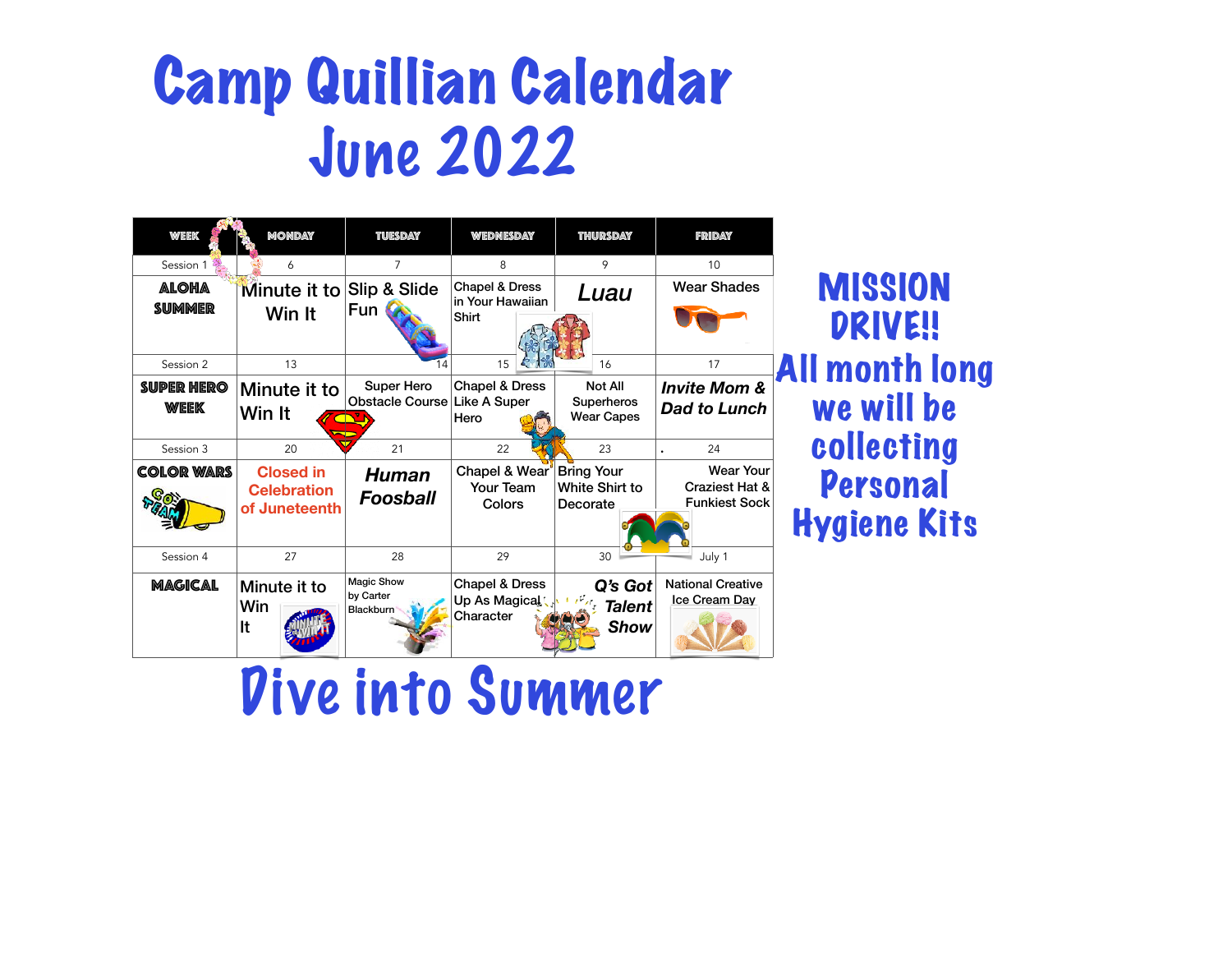# Camp Quillian Calendar
# June 2022

| WEEK | MONDAY | TUESDAY | WEDNESDAY | THURSDAY | FRIDAY |
|---|---|---|---|---|---|
| Session 1 | 6 | 7 | 8 | 9 | 10 |
| **ALOHA SUMMER** | Minute it to Win It | Slip & Slide Fun | Chapel & Dress in Your Hawaiian Shirt | *Luau* | Wear Shades |
| Session 2 | 13 | 14 | 15 | 16 | 17 |
| **SUPER HERO WEEK** | Minute it to Win It | Super Hero Obstacle Course | Chapel & Dress Like A Super Hero | Not All Superheros Wear Capes | ***Invite Mom & Dad to Lunch*** |
| Session 3 | 20 | 21 | 22 | 23 | 24 |
| **COLOR WARS** | Closed in Celebration of Juneteenth | ***Human Foosball*** | Chapel & Wear Your Team Colors | Bring Your White Shirt to Decorate | Wear Your Craziest Hat & Funkiest Sock |
| Session 4 | 27 | 28 | 29 | 30 | July 1 |
| **MAGICAL** | Minute it to Win It | Magic Show by Carter Blackburn | Chapel & Dress Up As Magical Character | ***Q's Got Talent Show*** | National Creative Ice Cream Day |

**MISSION DRIVE!!**

All month long we will be collecting Personal Hygiene Kits

# Dive into Summer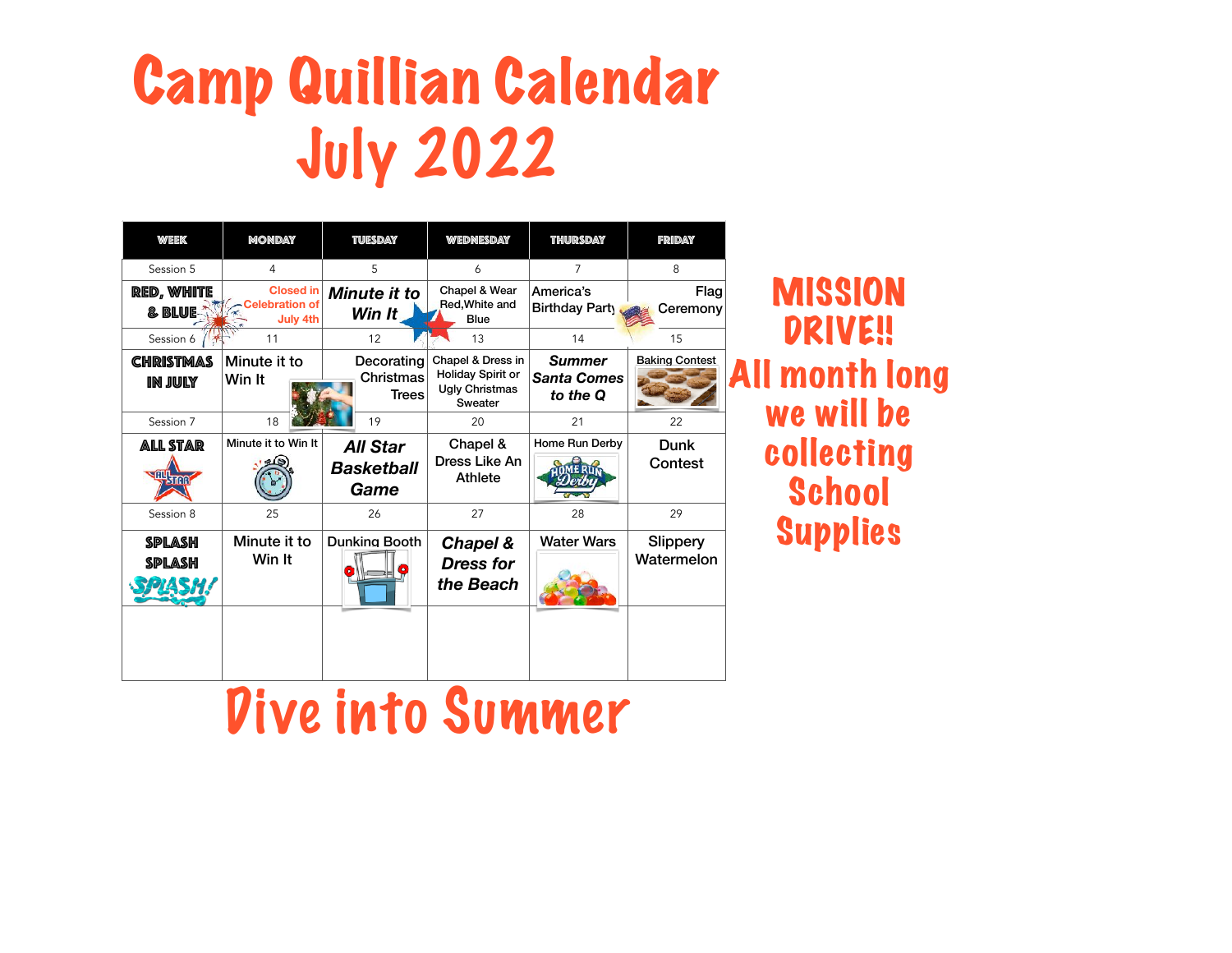# Camp Quillian Calendar
# July 2022

| WEEK | MONDAY | TUESDAY | WEDNESDAY | THURSDAY | FRIDAY |
|---|---|---|---|---|---|
| Session 5 | 4 | 5 | 6 | 7 | 8 |
| **RED, WHITE & BLUE** | Closed in Celebration of July 4th | ***Minute it to Win It*** | Chapel & Wear Red,White and Blue | America's Birthday Party | Flag Ceremony |
| Session 6 | 11 | 12 | 13 | 14 | 15 |
| **CHRISTMAS IN JULY** | Minute it to Win It | Decorating Christmas Trees | Chapel & Dress in Holiday Spirit or Ugly Christmas Sweater | ***Summer Santa Comes to the Q*** | Baking Contest |
| Session 7 | 18 | 19 | 20 | 21 | 22 |
| **ALL STAR** | Minute it to Win It | ***All Star Basketball Game*** | Chapel & Dress Like An Athlete | Home Run Derby | Dunk Contest |
| Session 8 | 25 | 26 | 27 | 28 | 29 |
| **SPLASH SPLASH** | Minute it to Win It | Dunking Booth | ***Chapel & Dress for the Beach*** | Water Wars | Slippery Watermelon |
| | | | | | |

## MISSION DRIVE!!

## All month long we will be collecting School Supplies

# Dive into Summer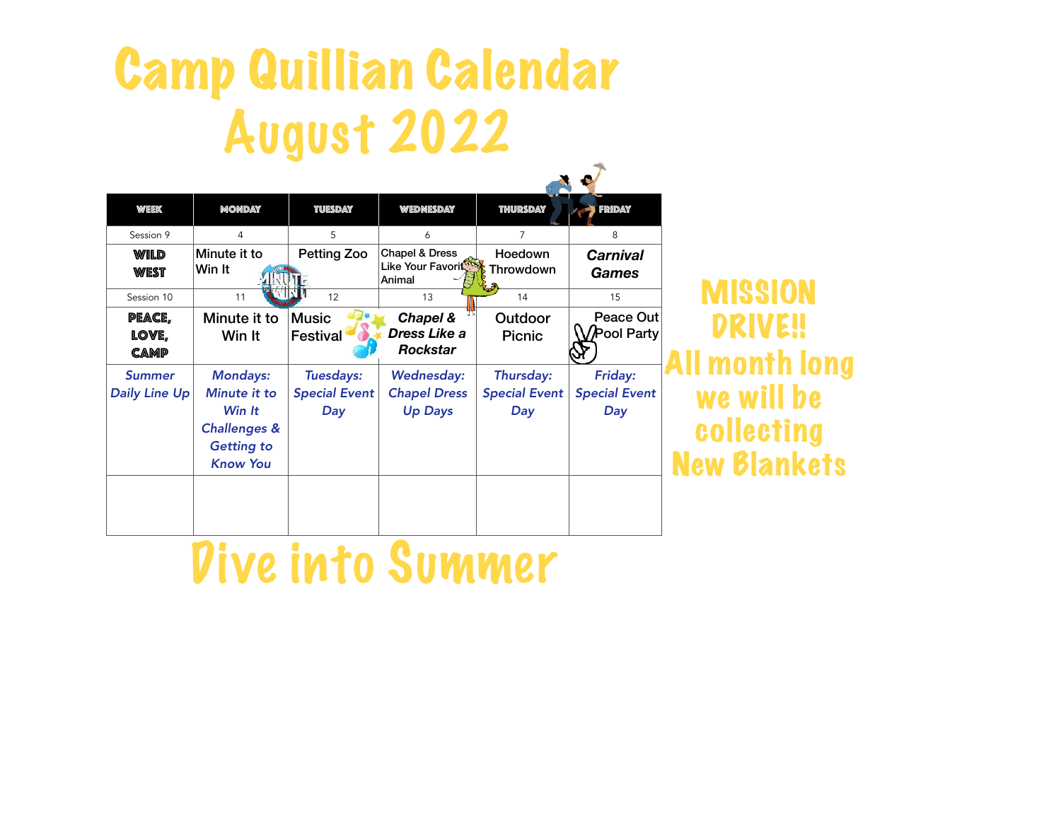# Camp Quillian Calendar
# August 2022

| WEEK | MONDAY | TUESDAY | WEDNESDAY | THURSDAY | FRIDAY |
|---|---|---|---|---|---|
| Session 9 | 4 | 5 | 6 | 7 | 8 |
| **WILD WEST** | Minute it to Win It | Petting Zoo | Chapel & Dress Like Your Favorite Animal | Hoedown Throwdown | ***Carnival Games*** |
| Session 10 | 11 | 12 | 13 | 14 | 15 |
| **PEACE, LOVE, CAMP** | Minute it to Win It | Music Festival | ***Chapel & Dress Like a Rockstar*** | Outdoor Picnic | Peace Out Pool Party |
| *Summer Daily Line Up* | *Mondays: Minute it to Win It Challenges & Getting to Know You* | *Tuesdays: Special Event Day* | *Wednesday: Chapel Dress Up Days* | *Thursday: Special Event Day* | *Friday: Special Event Day* |
| | | | | | |

**MISSION DRIVE!!**

**All month long we will be collecting New Blankets**

## Dive into Summer